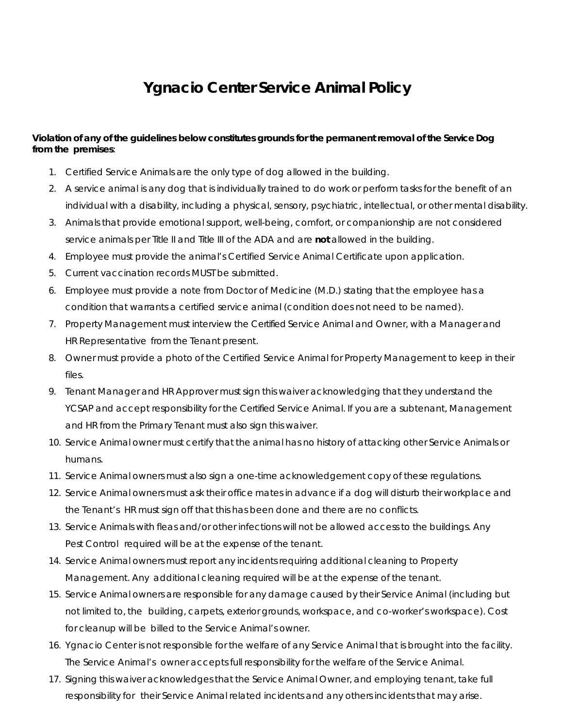# Ygnacio Center Service Animal Policy

**Violation of any of the guidelines below constitutes grounds for the permanent removal of the Service Dog from the premises**:

1. Certified Service Animals are the only type of dog allowed in the building.
2. A service animal is any dog that is individually trained to do work or perform tasks for the benefit of an individual with a disability, including a physical, sensory, psychiatric, intellectual, or other mental disability.
3. Animals that provide emotional support, well-being, comfort, or companionship are not considered service animals per Title II and Title III of the ADA and are **not** allowed in the building.
4. Employee must provide the animal's Certified Service Animal Certificate upon application.
5. Current vaccination records MUST be submitted.
6. Employee must provide a note from Doctor of Medicine (M.D.) stating that the employee has a condition that warrants a certified service animal (condition does not need to be named).
7. Property Management must interview the Certified Service Animal and Owner, with a Manager and HR Representative from the Tenant present.
8. Owner must provide a photo of the Certified Service Animal for Property Management to keep in their files.
9. Tenant Manager and HR Approver must sign this waiver acknowledging that they understand the YCSAP and accept responsibility for the Certified Service Animal. If you are a subtenant, Management and HR from the Primary Tenant must also sign this waiver.
10. Service Animal owner must certify that the animal has no history of attacking other Service Animals or humans.
11. Service Animal owners must also sign a one-time acknowledgement copy of these regulations.
12. Service Animal owners must ask their office mates in advance if a dog will disturb their workplace and the Tenant's HR must sign off that this has been done and there are no conflicts.
13. Service Animals with fleas and/or other infections will not be allowed access to the buildings. Any Pest Control required will be at the expense of the tenant.
14. Service Animal owners must report any incidents requiring additional cleaning to Property Management. Any additional cleaning required will be at the expense of the tenant.
15. Service Animal owners are responsible for any damage caused by their Service Animal (including but not limited to, the building, carpets, exterior grounds, workspace, and co-worker's workspace). Cost for cleanup will be billed to the Service Animal's owner.
16. Ygnacio Center is not responsible for the welfare of any Service Animal that is brought into the facility. The Service Animal's owner accepts full responsibility for the welfare of the Service Animal.
17. Signing this waiver acknowledges that the Service Animal Owner, and employing tenant, take full responsibility for their Service Animal related incidents and any others incidents that may arise.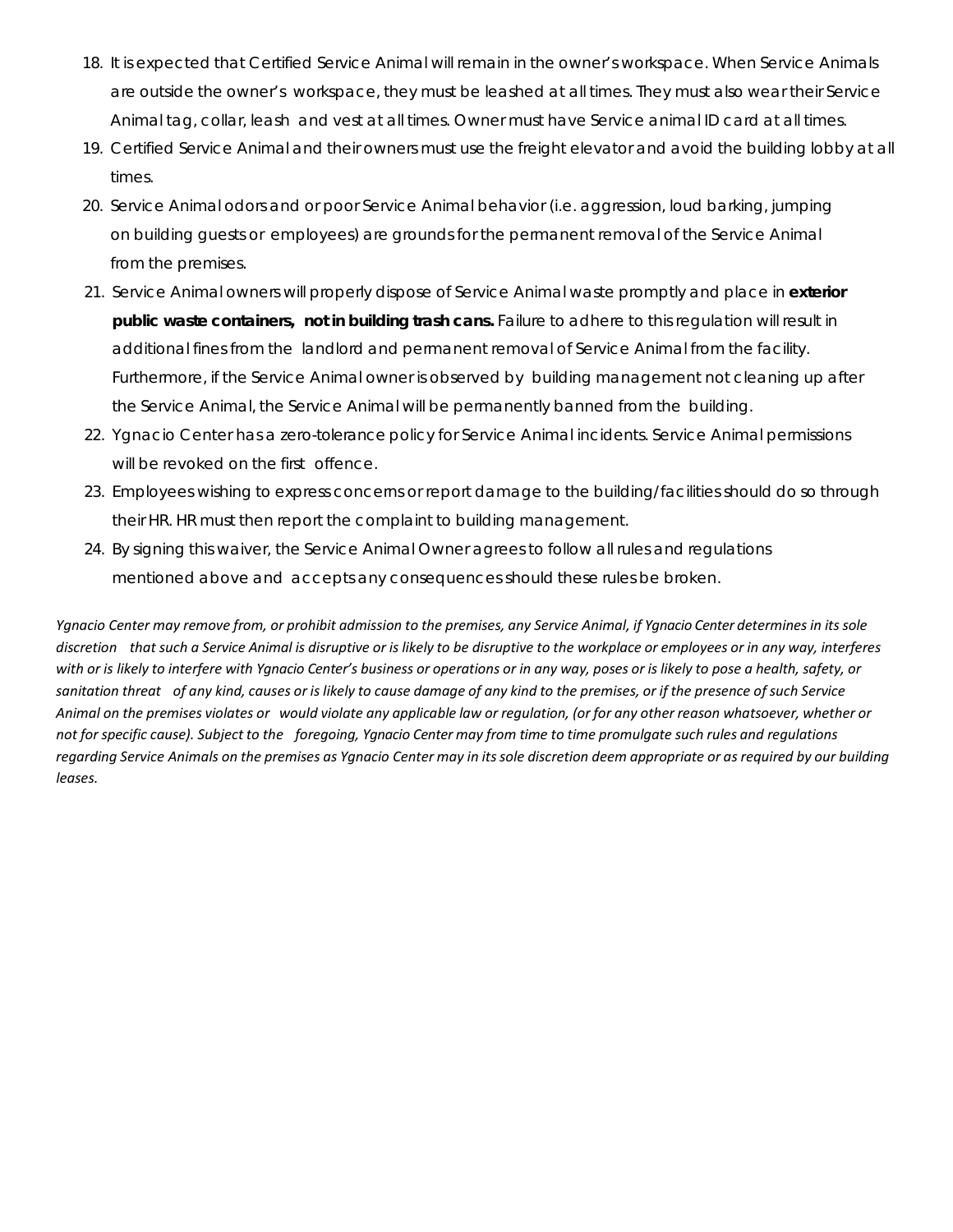18. It is expected that Certified Service Animal will remain in the owner's workspace. When Service Animals are outside the owner's workspace, they must be leashed at all times. They must also wear their Service Animal tag, collar, leash and vest at all times. Owner must have Service animal ID card at all times.
19. Certified Service Animal and their owners must use the freight elevator and avoid the building lobby at all times.
20. Service Animal odors and or poor Service Animal behavior (i.e. aggression, loud barking, jumping on building guests or employees) are grounds for the permanent removal of the Service Animal from the premises.
21. Service Animal owners will properly dispose of Service Animal waste promptly and place in **exterior public waste containers, not in building trash cans.** Failure to adhere to this regulation will result in additional fines from the landlord and permanent removal of Service Animal from the facility. Furthermore, if the Service Animal owner is observed by building management not cleaning up after the Service Animal, the Service Animal will be permanently banned from the building.
22. Ygnacio Center has a zero-tolerance policy for Service Animal incidents. Service Animal permissions will be revoked on the first offence.
23. Employees wishing to express concerns or report damage to the building/facilities should do so through their HR. HR must then report the complaint to building management.
24. By signing this waiver, the Service Animal Owner agrees to follow all rules and regulations mentioned above and accepts any consequences should these rules be broken.

*Ygnacio Center may remove from, or prohibit admission to the premises, any Service Animal, if Ygnacio Center determines in its sole discretion that such a Service Animal is disruptive or is likely to be disruptive to the workplace or employees or in any way, interferes with or is likely to interfere with Ygnacio Center's business or operations or in any way, poses or is likely to pose a health, safety, or sanitation threat of any kind, causes or is likely to cause damage of any kind to the premises, or if the presence of such Service Animal on the premises violates or would violate any applicable law or regulation, (or for any other reason whatsoever, whether or not for specific cause). Subject to the foregoing, Ygnacio Center may from time to time promulgate such rules and regulations regarding Service Animals on the premises as Ygnacio Center may in its sole discretion deem appropriate or as required by our building leases.*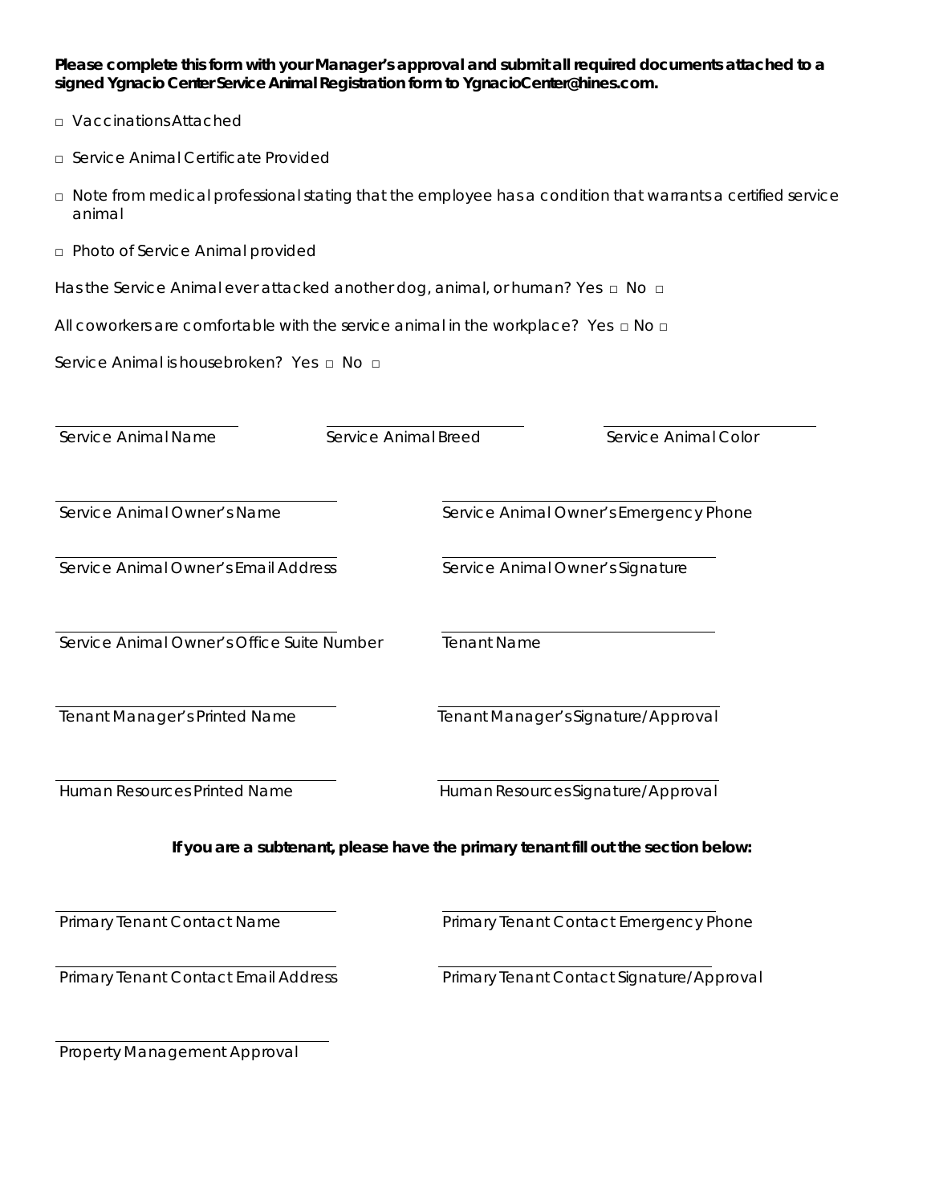**Please complete this form with your Manager's approval and submit all required documents attached to a signed Ygnacio Center Service Animal Registration form to YgnacioCenter@hines.com.**

□ Vaccinations Attached

□ Service Animal Certificate Provided

□ Note from medical professional stating that the employee has a condition that warrants a certified service animal

□ Photo of Service Animal provided

Has the Service Animal ever attacked another dog, animal, or human? Yes □ No □

All coworkers are comfortable with the service animal in the workplace? Yes □ No □

Service Animal is housebroken? Yes □ No □

______________________ ______________________ ______________________

Service Animal Name Service Animal Breed Service Animal Color

______________________ ______________________

Service Animal Owner's Name Service Animal Owner's Emergency Phone

______________________ ______________________

Service Animal Owner's Email Address Service Animal Owner's Signature

______________________ ______________________

Service Animal Owner's Office Suite Number Tenant Name

______________________ ______________________

Tenant Manager's Printed Name Tenant Manager's Signature/Approval

______________________ ______________________

Human Resources Printed Name Human Resources Signature/Approval

**If you are a subtenant, please have the primary tenant fill out the section below:**

______________________ ______________________

Primary Tenant Contact Name Primary Tenant Contact Emergency Phone

______________________ ______________________

Primary Tenant Contact Email Address Primary Tenant Contact Signature/Approval

______________________

Property Management Approval